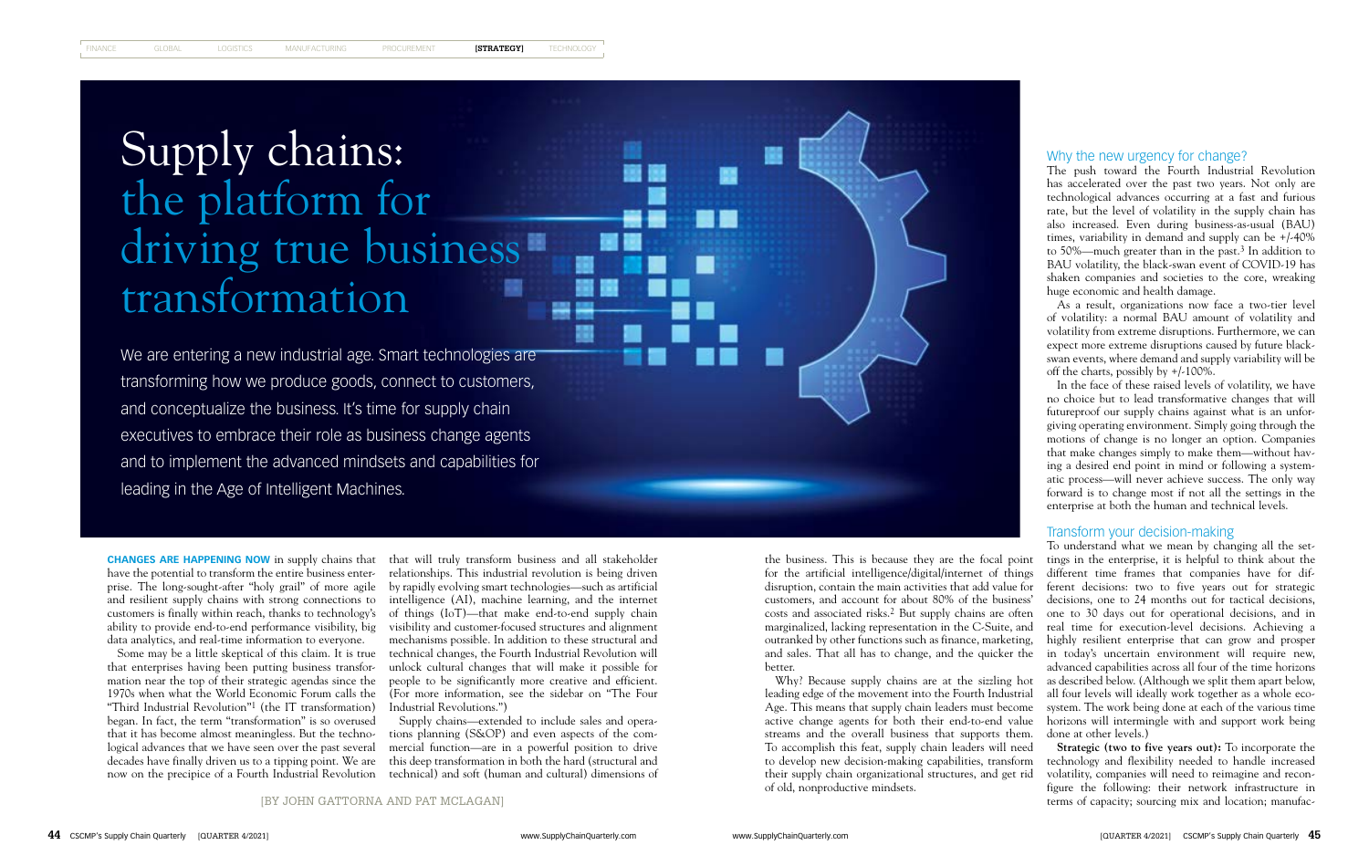# Supply chains: the platform for driving true business transformation

We are entering a new industrial age. Smart technologies are transforming how we produce goods, connect to customers, and conceptualize the business. It's time for supply chain executives to embrace their role as business change agents and to implement the advanced mindsets and capabilities for leading in the Age of Intelligent Machines.

[BY JOHN GATTORNA AND PAT MCLAGAN]

**CHANGES ARE HAPPENING NOW** in supply chains that have the potential to transform the entire business enterprise. The long-sought-after "holy grail" of more agile and resilient supply chains with strong connections to customers is finally within reach, thanks to technology's ability to provide end-to-end performance visibility, big data analytics, and real-time information to everyone.

Some may be a little skeptical of this claim. It is true that enterprises having been putting business transformation near the top of their strategic agendas since the 1970s when what the World Economic Forum calls the "Third Industrial Revolution"[1] (the IT transformation) began. In fact, the term "transformation" is so overused that it has become almost meaningless. But the technological advances that we have seen over the past several decades have finally driven us to a tipping point. We are now on the precipice of a Fourth Industrial Revolution that will truly transform business and all stakeholder relationships. This industrial revolution is being driven by rapidly evolving smart technologies—such as artificial intelligence (AI), machine learning, and the internet of things (IoT)—that make end-to-end supply chain visibility and customer-focused structures and alignment mechanisms possible. In addition to these structural and technical changes, the Fourth Industrial Revolution will unlock cultural changes that will make it possible for people to be significantly more creative and efficient. (For more information, see the sidebar on "The Four Industrial Revolutions.")

Supply chains—extended to include sales and operations planning (S&OP) and even aspects of the commercial function—are in a powerful position to drive this deep transformation in both the hard (structural and technical) and soft (human and cultural) dimensions of the business. This is because they are the focal point for the artificial intelligence/digital/internet of things disruption, contain the main activities that add value for customers, and account for about 80% of the business' costs and associated risks.[2] But supply chains are often marginalized, lacking representation in the C-Suite, and outranked by other functions such as finance, marketing, and sales. That all has to change, and the quicker the better.

Why? Because supply chains are at the sizzling hot leading edge of the movement into the Fourth Industrial Age. This means that supply chain leaders must become active change agents for both their end-to-end value streams and the overall business that supports them. To accomplish this feat, supply chain leaders will need to develop new decision-making capabilities, transform their supply chain organizational structures, and get rid of old, nonproductive mindsets.

## Why the new urgency for change?

The push toward the Fourth Industrial Revolution has accelerated over the past two years. Not only are technological advances occurring at a fast and furious rate, but the level of volatility in the supply chain has also increased. Even during business-as-usual (BAU) times, variability in demand and supply can be +/-40% to 50%—much greater than in the past.[3] In addition to BAU volatility, the black-swan event of COVID-19 has shaken companies and societies to the core, wreaking huge economic and health damage.

As a result, organizations now face a two-tier level of volatility: a normal BAU amount of volatility and volatility from extreme disruptions. Furthermore, we can expect more extreme disruptions caused by future black-swan events, where demand and supply variability will be off the charts, possibly by +/-100%.

In the face of these raised levels of volatility, we have no choice but to lead transformative changes that will futureproof our supply chains against what is an unforgiving operating environment. Simply going through the motions of change is no longer an option. Companies that make changes simply to make them—without having a desired end point in mind or following a systematic process—will never achieve success. The only way forward is to change most if not all the settings in the enterprise at both the human and technical levels.

## Transform your decision-making

To understand what we mean by changing all the settings in the enterprise, it is helpful to think about the different time frames that companies have for different decisions: two to five years out for strategic decisions, one to 24 months out for tactical decisions, one to 30 days out for operational decisions, and in real time for execution-level decisions. Achieving a highly resilient enterprise that can grow and prosper in today's uncertain environment will require new, advanced capabilities across all four of the time horizons as described below. (Although we split them apart below, all four levels will ideally work together as a whole ecosystem. The work being done at each of the various time horizons will intermingle with and support work being done at other levels.)

**Strategic (two to five years out):** To incorporate the technology and flexibility needed to handle increased volatility, companies will need to reimagine and reconfigure the following: their network infrastructure in terms of capacity; sourcing mix and location; manufac-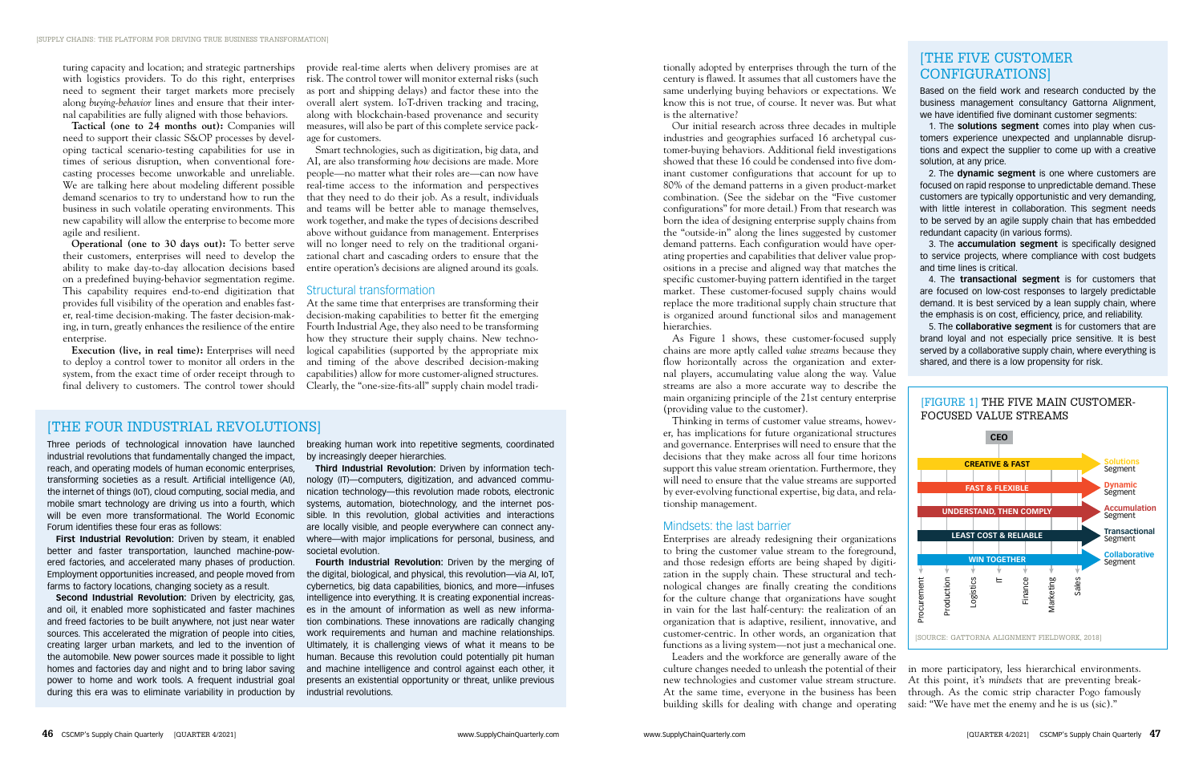turing capacity and location; and strategic partnerships with logistics providers. To do this right, enterprises need to segment their target markets more precisely along *buying-behavior* lines and ensure that their internal capabilities are fully aligned with those behaviors.

**Tactical (one to 24 months out):** Companies will need to support their classic S&OP processes by developing tactical scenario-testing capabilities for use in times of serious disruption, when conventional forecasting processes become unworkable and unreliable. We are talking here about modeling different possible demand scenarios to try to understand how to run the business in such volatile operating environments. This new capability will allow the enterprise to become more agile and resilient.

**Operational (one to 30 days out):** To better serve their customers, enterprises will need to develop the ability to make day-to-day allocation decisions based on a predefined buying-behavior segmentation regime. This capability requires end-to-end digitization that provides full visibility of the operation and enables faster, real-time decision-making. The faster decision-making, in turn, greatly enhances the resilience of the entire enterprise.

**Execution (live, in real time):** Enterprises will need to deploy a control tower to monitor all orders in the system, from the exact time of order receipt through to final delivery to customers. The control tower should provide real-time alerts when delivery promises are at risk. The control tower will monitor external risks (such as port and shipping delays) and factor these into the overall alert system. IoT-driven tracking and tracing, along with blockchain-based provenance and security measures, will also be part of this complete service package for customers.

Smart technologies, such as digitization, big data, and AI, are also transforming *how* decisions are made. More people—no matter what their roles are—can now have real-time access to the information and perspectives that they need to do their job. As a result, individuals and teams will be better able to manage themselves, work together, and make the types of decisions described above without guidance from management. Enterprises will no longer need to rely on the traditional organizational chart and cascading orders to ensure that the entire operation's decisions are aligned around its goals.

## Structural transformation

At the same time that enterprises are transforming their decision-making capabilities to better fit the emerging Fourth Industrial Age, they also need to be transforming how they structure their supply chains. New technological capabilities (supported by the appropriate mix and timing of the above described decision-making capabilities) allow for more customer-aligned structures. Clearly, the "one-size-fits-all" supply chain model traditionally adopted by enterprises through the turn of the century is flawed. It assumes that all customers have the same underlying buying behaviors or expectations. We know this is not true, of course. It never was. But what is the alternative?

Our initial research across three decades in multiple industries and geographies surfaced 16 archetypal customer-buying behaviors. Additional field investigations showed that these 16 could be condensed into five dominant customer configurations that account for up to 80% of the demand patterns in a given product-market combination. (See the sidebar on the "Five customer configurations" for more detail.) From that research was born the idea of designing enterprise supply chains from the "outside-in" along the lines suggested by customer demand patterns. Each configuration would have operating properties and capabilities that deliver value propositions in a precise and aligned way that matches the specific customer-buying pattern identified in the target market. These customer-focused supply chains would replace the more traditional supply chain structure that is organized around functional silos and management hierarchies.

As Figure 1 shows, these customer-focused supply chains are more aptly called *value streams* because they flow horizontally across the organization and external players, accumulating value along the way. Value streams are also a more accurate way to describe the main organizing principle of the 21st century enterprise (providing value to the customer).

Thinking in terms of customer value streams, however, has implications for future organizational structures and governance. Enterprises will need to ensure that the decisions that they make across all four time horizons support this value stream orientation. Furthermore, they will need to ensure that the value streams are supported by ever-evolving functional expertise, big data, and relationship management.

## Mindsets: the last barrier

Enterprises are already redesigning their organizations to bring the customer value stream to the foreground, and those redesign efforts are being shaped by digitization in the supply chain. These structural and technological changes are finally creating the conditions for the culture change that organizations have sought in vain for the last half-century: the realization of an organization that is adaptive, resilient, innovative, and customer-centric. In other words, an organization that functions as a living system—not just a mechanical one.

Leaders and the workforce are generally aware of the culture changes needed to unleash the potential of their new technologies and customer value stream structure. At the same time, everyone in the business has been building skills for dealing with change and operating in more participatory, less hierarchical environments. At this point, it's *mindsets* that are preventing breakthrough. As the comic strip character Pogo famously said: "We have met the enemy and he is us (sic)."

## [THE FOUR INDUSTRIAL REVOLUTIONS]

Three periods of technological innovation have launched industrial revolutions that fundamentally changed the impact, reach, and operating models of human economic enterprises, transforming societies as a result. Artificial intelligence (AI), the internet of things (IoT), cloud computing, social media, and mobile smart technology are driving us into a fourth, which will be even more transformational. The World Economic Forum identifies these four eras as follows:

**First Industrial Revolution:** Driven by steam, it enabled better and faster transportation, launched machine-powered factories, and accelerated many phases of production. Employment opportunities increased, and people moved from farms to factory locations, changing society as a result.

**Second Industrial Revolution:** Driven by electricity, gas, and oil, it enabled more sophisticated and faster machines and freed factories to be built anywhere, not just near water sources. This accelerated the migration of people into cities, creating larger urban markets, and led to the invention of the automobile. New power sources made it possible to light homes and factories day and night and to bring labor saving power to home and work tools. A frequent industrial goal during this era was to eliminate variability in production by breaking human work into repetitive segments, coordinated by increasingly deeper hierarchies.

**Third Industrial Revolution:** Driven by information technology (IT)—computers, digitization, and advanced communication technology—this revolution made robots, electronic systems, automation, biotechnology, and the internet possible. In this revolution, global activities and interactions are locally visible, and people everywhere can connect anywhere—with major implications for personal, business, and societal evolution.

**Fourth Industrial Revolution:** Driven by the merging of the digital, biological, and physical, this revolution—via AI, IoT, cybernetics, big data capabilities, bionics, and more—infuses intelligence into everything. It is creating exponential increases in the amount of information as well as new information combinations. These innovations are radically changing work requirements and human and machine relationships. Ultimately, it is challenging views of what it means to be human. Because this revolution could potentially pit human and machine intelligence and control against each other, it presents an existential opportunity or threat, unlike previous industrial revolutions.

## [THE FIVE CUSTOMER CONFIGURATIONS]

Based on the field work and research conducted by the business management consultancy Gattorna Alignment, we have identified five dominant customer segments:

1. The **solutions segment** comes into play when customers experience unexpected and unplannable disruptions and expect the supplier to come up with a creative solution, at any price.

2. The **dynamic segment** is one where customers are focused on rapid response to unpredictable demand. These customers are typically opportunistic and very demanding, with little interest in collaboration. This segment needs to be served by an agile supply chain that has embedded redundant capacity (in various forms).

3. The **accumulation segment** is specifically designed to service projects, where compliance with cost budgets and time lines is critical.

4. The **transactional segment** is for customers that are focused on low-cost responses to largely predictable demand. It is best serviced by a lean supply chain, where the emphasis is on cost, efficiency, price, and reliability.

5. The **collaborative segment** is for customers that are brand loyal and not especially price sensitive. It is best served by a collaborative supply chain, where everything is shared, and there is a low propensity for risk.

## [FIGURE 1] THE FIVE MAIN CUSTOMER-FOCUSED VALUE STREAMS

CEO

| Value stream | Segment |
|---|---|
| CREATIVE & FAST | Solutions Segment |
| FAST & FLEXIBLE | Dynamic Segment |
| UNDERSTAND, THEN COMPLY | Accumulation Segment |
| LEAST COST & RELIABLE | Transactional Segment |
| WIN TOGETHER | Collaborative Segment |

Functions: Procurement, Production, Logistics, IT, Finance, Marketing, Sales

[SOURCE: GATTORNA ALIGNMENT FIELDWORK, 2018]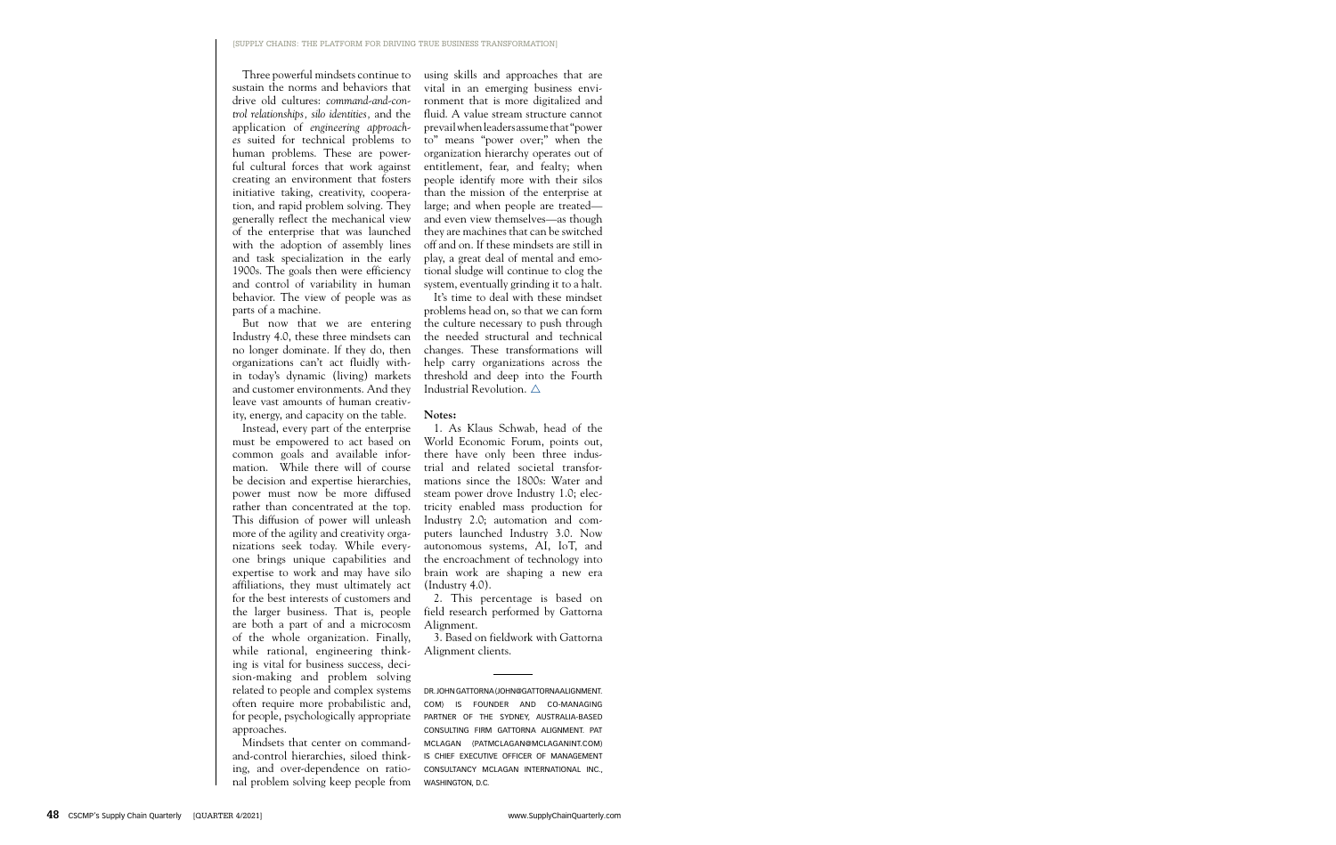Three powerful mindsets continue to sustain the norms and behaviors that drive old cultures: *command-and-control relationships*, *silo identities*, and the application of *engineering approaches* suited for technical problems to human problems. These are powerful cultural forces that work against creating an environment that fosters initiative taking, creativity, cooperation, and rapid problem solving. They generally reflect the mechanical view of the enterprise that was launched with the adoption of assembly lines and task specialization in the early 1900s. The goals then were efficiency and control of variability in human behavior. The view of people was as parts of a machine.

But now that we are entering Industry 4.0, these three mindsets can no longer dominate. If they do, then organizations can't act fluidly within today's dynamic (living) markets and customer environments. And they leave vast amounts of human creativity, energy, and capacity on the table.

Instead, every part of the enterprise must be empowered to act based on common goals and available information. While there will of course be decision and expertise hierarchies, power must now be more diffused rather than concentrated at the top. This diffusion of power will unleash more of the agility and creativity organizations seek today. While everyone brings unique capabilities and expertise to work and may have silo affiliations, they must ultimately act for the best interests of customers and the larger business. That is, people are both a part of and a microcosm of the whole organization. Finally, while rational, engineering thinking is vital for business success, decision-making and problem solving related to people and complex systems often require more probabilistic and, for people, psychologically appropriate approaches.

Mindsets that center on command-and-control hierarchies, siloed thinking, and over-dependence on rational problem solving keep people from using skills and approaches that are vital in an emerging business environment that is more digitalized and fluid. A value stream structure cannot prevail when leaders assume that "power to" means "power over;" when the organization hierarchy operates out of entitlement, fear, and fealty; when people identify more with their silos than the mission of the enterprise at large; and when people are treated—and even view themselves—as though they are machines that can be switched off and on. If these mindsets are still in play, a great deal of mental and emotional sludge will continue to clog the system, eventually grinding it to a halt.

It's time to deal with these mindset problems head on, so that we can form the culture necessary to push through the needed structural and technical changes. These transformations will help carry organizations across the threshold and deep into the Fourth Industrial Revolution. △

**Notes:**

1. As Klaus Schwab, head of the World Economic Forum, points out, there have only been three industrial and related societal transformations since the 1800s: Water and steam power drove Industry 1.0; electricity enabled mass production for Industry 2.0; automation and computers launched Industry 3.0. Now autonomous systems, AI, IoT, and the encroachment of technology into brain work are shaping a new era (Industry 4.0).

2. This percentage is based on field research performed by Gattorna Alignment.

3. Based on fieldwork with Gattorna Alignment clients.

---

DR. JOHN GATTORNA (JOHN@GATTORNAALIGNMENT.COM) IS FOUNDER AND CO-MANAGING PARTNER OF THE SYDNEY, AUSTRALIA-BASED CONSULTING FIRM GATTORNA ALIGNMENT. PAT MCLAGAN (PATMCLAGAN@MCLAGANINT.COM) IS CHIEF EXECUTIVE OFFICER OF MANAGEMENT CONSULTANCY MCLAGAN INTERNATIONAL INC., WASHINGTON, D.C.